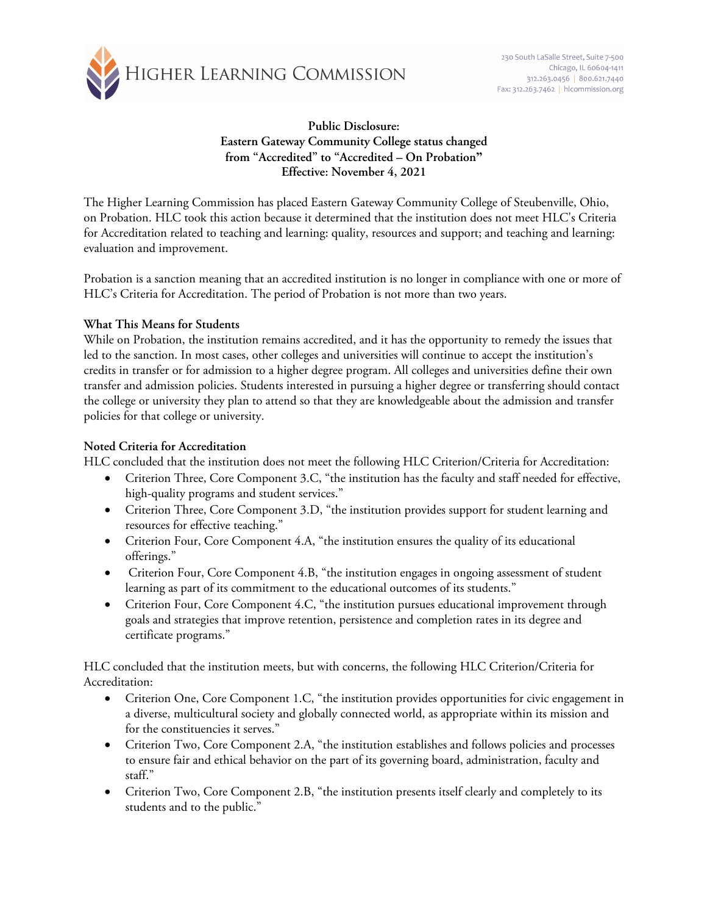Higher Learning Commission

230 South LaSalle Street, Suite 7-500
Chicago, IL 60604-1411
312.263.0456 | 800.621.7440
Fax: 312.263.7462 | hlcommission.org

**Public Disclosure:**
**Eastern Gateway Community College status changed from "Accredited" to "Accredited – On Probation"**
**Effective: November 4, 2021**

The Higher Learning Commission has placed Eastern Gateway Community College of Steubenville, Ohio, on Probation. HLC took this action because it determined that the institution does not meet HLC's Criteria for Accreditation related to teaching and learning: quality, resources and support; and teaching and learning: evaluation and improvement.

Probation is a sanction meaning that an accredited institution is no longer in compliance with one or more of HLC's Criteria for Accreditation. The period of Probation is not more than two years.

**What This Means for Students**

While on Probation, the institution remains accredited, and it has the opportunity to remedy the issues that led to the sanction. In most cases, other colleges and universities will continue to accept the institution's credits in transfer or for admission to a higher degree program. All colleges and universities define their own transfer and admission policies. Students interested in pursuing a higher degree or transferring should contact the college or university they plan to attend so that they are knowledgeable about the admission and transfer policies for that college or university.

**Noted Criteria for Accreditation**

HLC concluded that the institution does not meet the following HLC Criterion/Criteria for Accreditation:

- Criterion Three, Core Component 3.C, "the institution has the faculty and staff needed for effective, high-quality programs and student services."
- Criterion Three, Core Component 3.D, "the institution provides support for student learning and resources for effective teaching."
- Criterion Four, Core Component 4.A, "the institution ensures the quality of its educational offerings."
- Criterion Four, Core Component 4.B, "the institution engages in ongoing assessment of student learning as part of its commitment to the educational outcomes of its students."
- Criterion Four, Core Component 4.C, "the institution pursues educational improvement through goals and strategies that improve retention, persistence and completion rates in its degree and certificate programs."

HLC concluded that the institution meets, but with concerns, the following HLC Criterion/Criteria for Accreditation:

- Criterion One, Core Component 1.C, "the institution provides opportunities for civic engagement in a diverse, multicultural society and globally connected world, as appropriate within its mission and for the constituencies it serves."
- Criterion Two, Core Component 2.A, "the institution establishes and follows policies and processes to ensure fair and ethical behavior on the part of its governing board, administration, faculty and staff."
- Criterion Two, Core Component 2.B, "the institution presents itself clearly and completely to its students and to the public."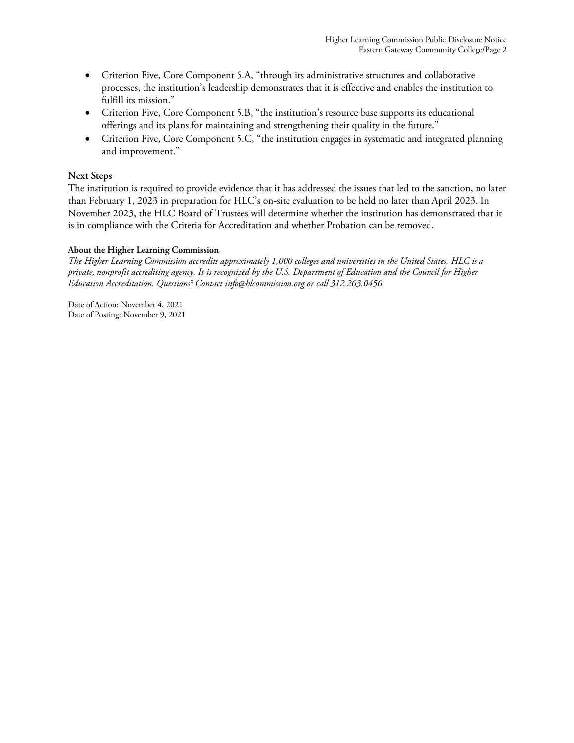- Criterion Five, Core Component 5.A, “through its administrative structures and collaborative processes, the institution’s leadership demonstrates that it is effective and enables the institution to fulfill its mission.”
- Criterion Five, Core Component 5.B, “the institution’s resource base supports its educational offerings and its plans for maintaining and strengthening their quality in the future.”
- Criterion Five, Core Component 5.C, “the institution engages in systematic and integrated planning and improvement.”

**Next Steps**

The institution is required to provide evidence that it has addressed the issues that led to the sanction, no later than February 1, 2023 in preparation for HLC’s on-site evaluation to be held no later than April 2023. In November 2023, the HLC Board of Trustees will determine whether the institution has demonstrated that it is in compliance with the Criteria for Accreditation and whether Probation can be removed.

**About the Higher Learning Commission**

*The Higher Learning Commission accredits approximately 1,000 colleges and universities in the United States. HLC is a private, nonprofit accrediting agency. It is recognized by the U.S. Department of Education and the Council for Higher Education Accreditation. Questions? Contact info@hlcommission.org or call 312.263.0456.*

Date of Action: November 4, 2021
Date of Posting: November 9, 2021